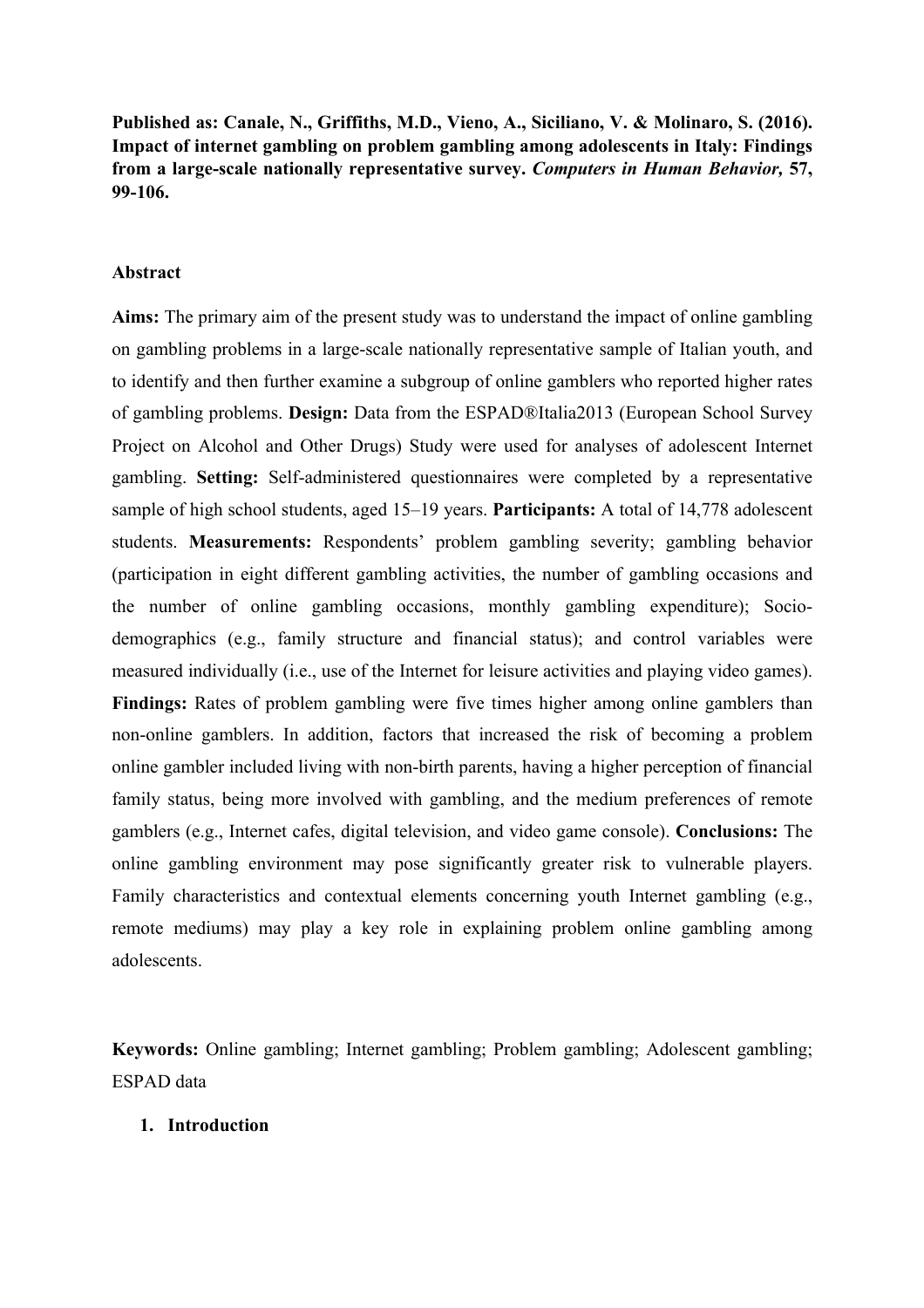**Published as: Canale, N., Griffiths, M.D., Vieno, A., Siciliano, V. & Molinaro, S. (2016). Impact of internet gambling on problem gambling among adolescents in Italy: Findings from a large-scale nationally representative survey. *Computers in Human Behavior,* 57, 99-106.**

## Abstract

**Aims:** The primary aim of the present study was to understand the impact of online gambling on gambling problems in a large-scale nationally representative sample of Italian youth, and to identify and then further examine a subgroup of online gamblers who reported higher rates of gambling problems. **Design:** Data from the ESPAD®Italia2013 (European School Survey Project on Alcohol and Other Drugs) Study were used for analyses of adolescent Internet gambling. **Setting:** Self-administered questionnaires were completed by a representative sample of high school students, aged 15–19 years. **Participants:** A total of 14,778 adolescent students. **Measurements:** Respondents' problem gambling severity; gambling behavior (participation in eight different gambling activities, the number of gambling occasions and the number of online gambling occasions, monthly gambling expenditure); Socio-demographics (e.g., family structure and financial status); and control variables were measured individually (i.e., use of the Internet for leisure activities and playing video games). **Findings:** Rates of problem gambling were five times higher among online gamblers than non-online gamblers. In addition, factors that increased the risk of becoming a problem online gambler included living with non-birth parents, having a higher perception of financial family status, being more involved with gambling, and the medium preferences of remote gamblers (e.g., Internet cafes, digital television, and video game console). **Conclusions:** The online gambling environment may pose significantly greater risk to vulnerable players. Family characteristics and contextual elements concerning youth Internet gambling (e.g., remote mediums) may play a key role in explaining problem online gambling among adolescents.

**Keywords:** Online gambling; Internet gambling; Problem gambling; Adolescent gambling; ESPAD data

## 1. Introduction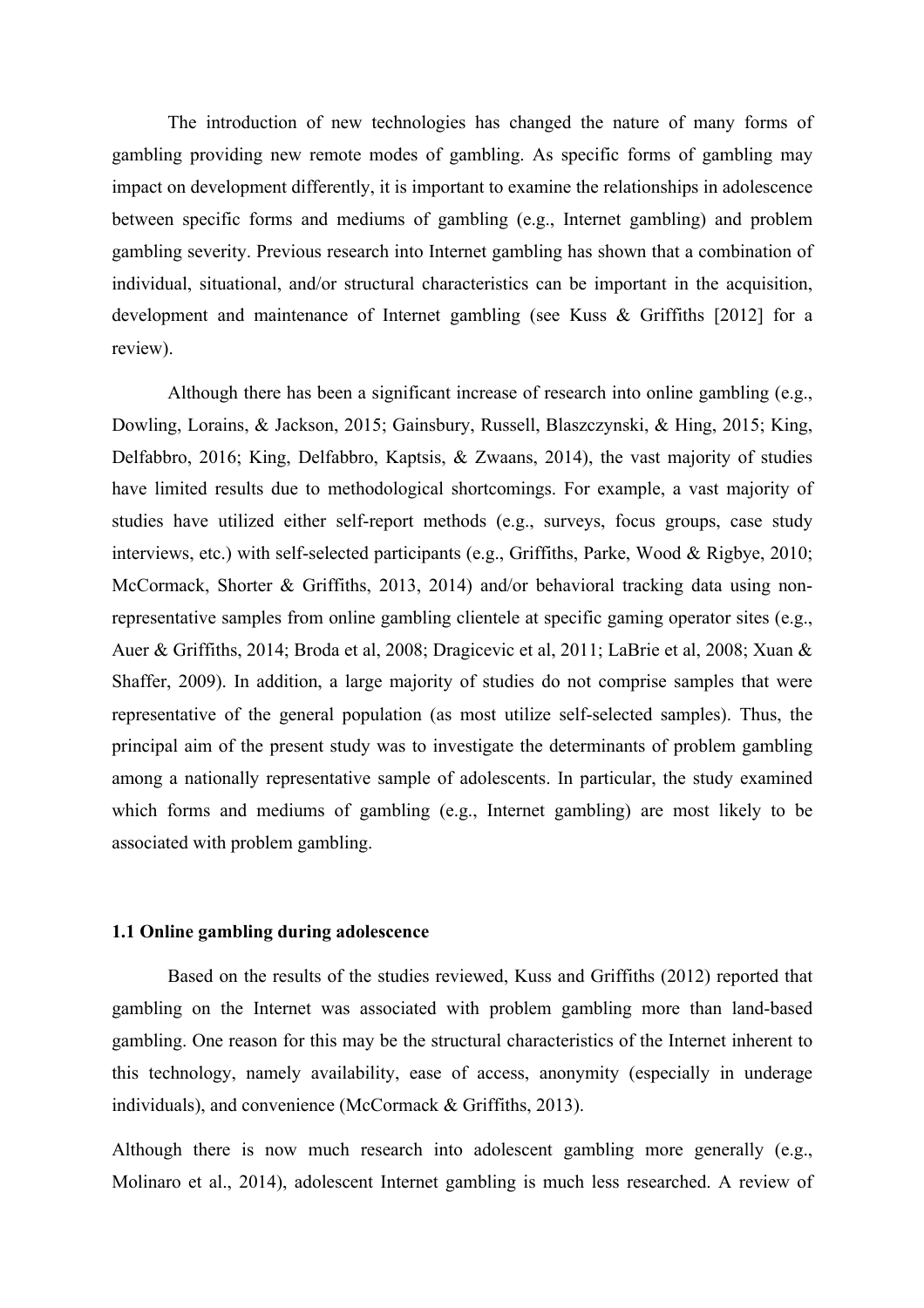The introduction of new technologies has changed the nature of many forms of gambling providing new remote modes of gambling. As specific forms of gambling may impact on development differently, it is important to examine the relationships in adolescence between specific forms and mediums of gambling (e.g., Internet gambling) and problem gambling severity. Previous research into Internet gambling has shown that a combination of individual, situational, and/or structural characteristics can be important in the acquisition, development and maintenance of Internet gambling (see Kuss & Griffiths [2012] for a review).

Although there has been a significant increase of research into online gambling (e.g., Dowling, Lorains, & Jackson, 2015; Gainsbury, Russell, Blaszczynski, & Hing, 2015; King, Delfabbro, 2016; King, Delfabbro, Kaptsis, & Zwaans, 2014), the vast majority of studies have limited results due to methodological shortcomings. For example, a vast majority of studies have utilized either self-report methods (e.g., surveys, focus groups, case study interviews, etc.) with self-selected participants (e.g., Griffiths, Parke, Wood & Rigbye, 2010; McCormack, Shorter & Griffiths, 2013, 2014) and/or behavioral tracking data using non-representative samples from online gambling clientele at specific gaming operator sites (e.g., Auer & Griffiths, 2014; Broda et al, 2008; Dragicevic et al, 2011; LaBrie et al, 2008; Xuan & Shaffer, 2009). In addition, a large majority of studies do not comprise samples that were representative of the general population (as most utilize self-selected samples). Thus, the principal aim of the present study was to investigate the determinants of problem gambling among a nationally representative sample of adolescents. In particular, the study examined which forms and mediums of gambling (e.g., Internet gambling) are most likely to be associated with problem gambling.

### 1.1 Online gambling during adolescence

Based on the results of the studies reviewed, Kuss and Griffiths (2012) reported that gambling on the Internet was associated with problem gambling more than land-based gambling. One reason for this may be the structural characteristics of the Internet inherent to this technology, namely availability, ease of access, anonymity (especially in underage individuals), and convenience (McCormack & Griffiths, 2013).

Although there is now much research into adolescent gambling more generally (e.g., Molinaro et al., 2014), adolescent Internet gambling is much less researched. A review of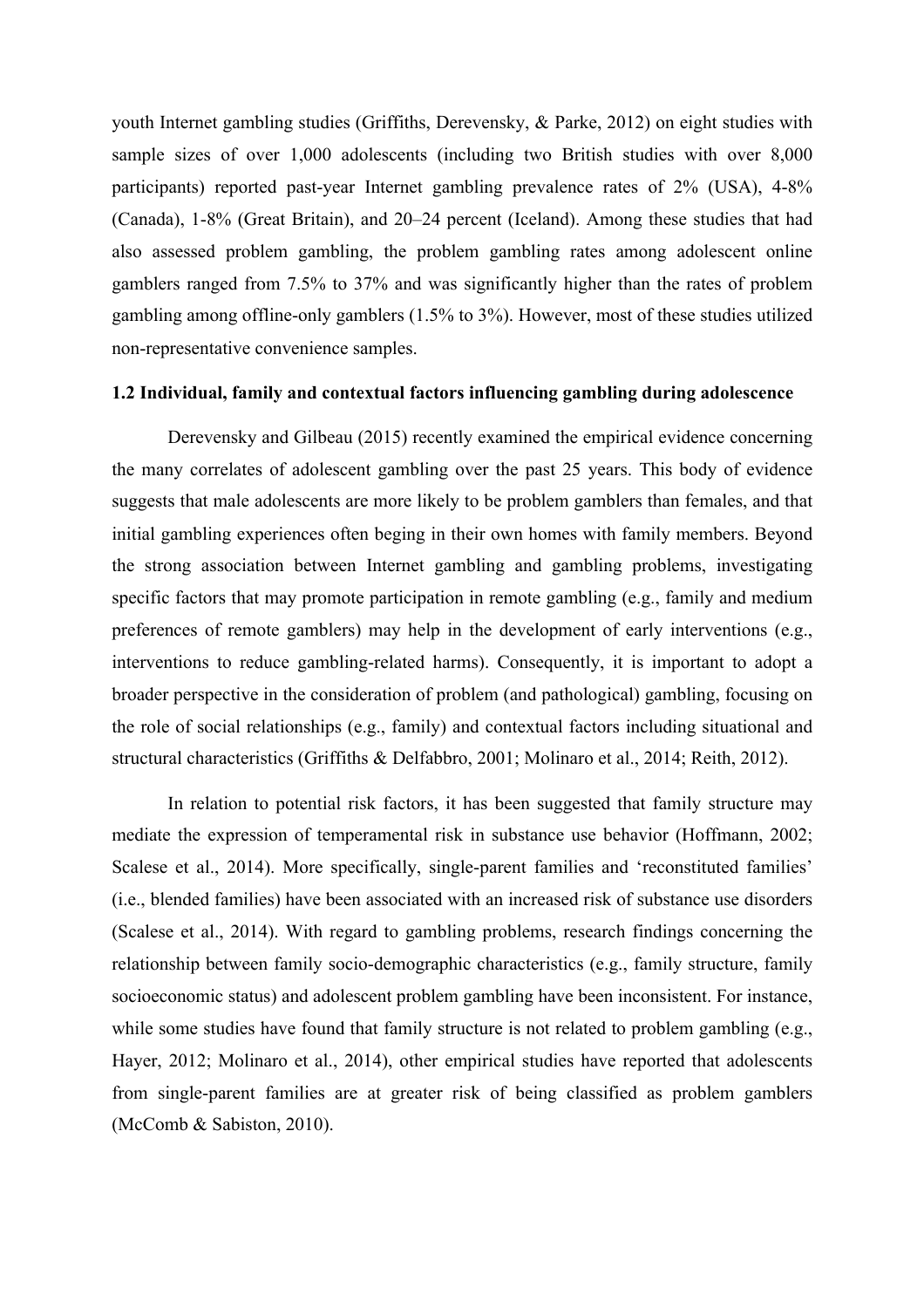youth Internet gambling studies (Griffiths, Derevensky, & Parke, 2012) on eight studies with sample sizes of over 1,000 adolescents (including two British studies with over 8,000 participants) reported past-year Internet gambling prevalence rates of 2% (USA), 4-8% (Canada), 1-8% (Great Britain), and 20–24 percent (Iceland). Among these studies that had also assessed problem gambling, the problem gambling rates among adolescent online gamblers ranged from 7.5% to 37% and was significantly higher than the rates of problem gambling among offline-only gamblers (1.5% to 3%). However, most of these studies utilized non-representative convenience samples.

### 1.2 Individual, family and contextual factors influencing gambling during adolescence

Derevensky and Gilbeau (2015) recently examined the empirical evidence concerning the many correlates of adolescent gambling over the past 25 years. This body of evidence suggests that male adolescents are more likely to be problem gamblers than females, and that initial gambling experiences often beging in their own homes with family members. Beyond the strong association between Internet gambling and gambling problems, investigating specific factors that may promote participation in remote gambling (e.g., family and medium preferences of remote gamblers) may help in the development of early interventions (e.g., interventions to reduce gambling-related harms). Consequently, it is important to adopt a broader perspective in the consideration of problem (and pathological) gambling, focusing on the role of social relationships (e.g., family) and contextual factors including situational and structural characteristics (Griffiths & Delfabbro, 2001; Molinaro et al., 2014; Reith, 2012).

In relation to potential risk factors, it has been suggested that family structure may mediate the expression of temperamental risk in substance use behavior (Hoffmann, 2002; Scalese et al., 2014). More specifically, single-parent families and 'reconstituted families' (i.e., blended families) have been associated with an increased risk of substance use disorders (Scalese et al., 2014). With regard to gambling problems, research findings concerning the relationship between family socio-demographic characteristics (e.g., family structure, family socioeconomic status) and adolescent problem gambling have been inconsistent. For instance, while some studies have found that family structure is not related to problem gambling (e.g., Hayer, 2012; Molinaro et al., 2014), other empirical studies have reported that adolescents from single-parent families are at greater risk of being classified as problem gamblers (McComb & Sabiston, 2010).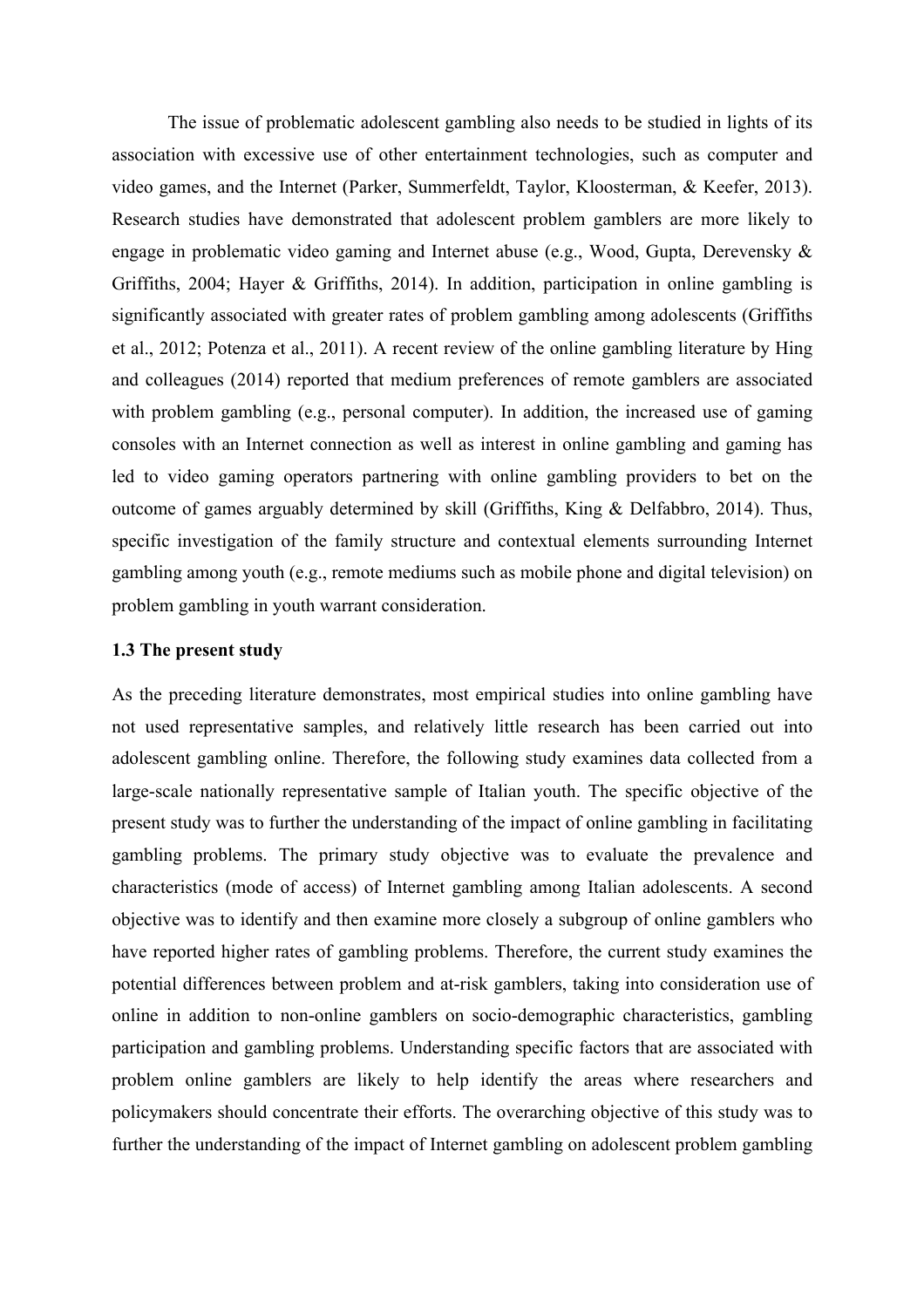The issue of problematic adolescent gambling also needs to be studied in lights of its association with excessive use of other entertainment technologies, such as computer and video games, and the Internet (Parker, Summerfeldt, Taylor, Kloosterman, & Keefer, 2013). Research studies have demonstrated that adolescent problem gamblers are more likely to engage in problematic video gaming and Internet abuse (e.g., Wood, Gupta, Derevensky & Griffiths, 2004; Hayer & Griffiths, 2014). In addition, participation in online gambling is significantly associated with greater rates of problem gambling among adolescents (Griffiths et al., 2012; Potenza et al., 2011). A recent review of the online gambling literature by Hing and colleagues (2014) reported that medium preferences of remote gamblers are associated with problem gambling (e.g., personal computer). In addition, the increased use of gaming consoles with an Internet connection as well as interest in online gambling and gaming has led to video gaming operators partnering with online gambling providers to bet on the outcome of games arguably determined by skill (Griffiths, King & Delfabbro, 2014). Thus, specific investigation of the family structure and contextual elements surrounding Internet gambling among youth (e.g., remote mediums such as mobile phone and digital television) on problem gambling in youth warrant consideration.

### 1.3 The present study

As the preceding literature demonstrates, most empirical studies into online gambling have not used representative samples, and relatively little research has been carried out into adolescent gambling online. Therefore, the following study examines data collected from a large-scale nationally representative sample of Italian youth. The specific objective of the present study was to further the understanding of the impact of online gambling in facilitating gambling problems. The primary study objective was to evaluate the prevalence and characteristics (mode of access) of Internet gambling among Italian adolescents. A second objective was to identify and then examine more closely a subgroup of online gamblers who have reported higher rates of gambling problems. Therefore, the current study examines the potential differences between problem and at-risk gamblers, taking into consideration use of online in addition to non-online gamblers on socio-demographic characteristics, gambling participation and gambling problems. Understanding specific factors that are associated with problem online gamblers are likely to help identify the areas where researchers and policymakers should concentrate their efforts. The overarching objective of this study was to further the understanding of the impact of Internet gambling on adolescent problem gambling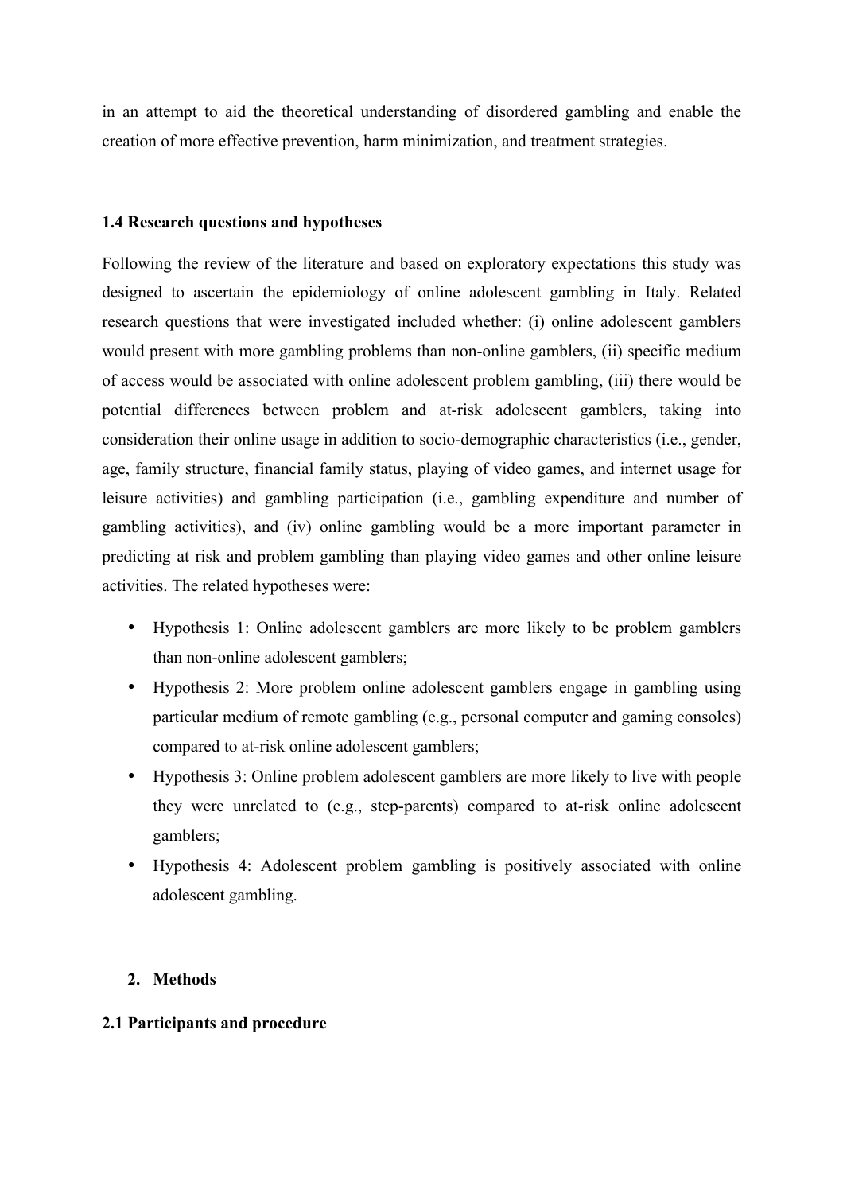in an attempt to aid the theoretical understanding of disordered gambling and enable the creation of more effective prevention, harm minimization, and treatment strategies.

### 1.4 Research questions and hypotheses

Following the review of the literature and based on exploratory expectations this study was designed to ascertain the epidemiology of online adolescent gambling in Italy. Related research questions that were investigated included whether: (i) online adolescent gamblers would present with more gambling problems than non-online gamblers, (ii) specific medium of access would be associated with online adolescent problem gambling, (iii) there would be potential differences between problem and at-risk adolescent gamblers, taking into consideration their online usage in addition to socio-demographic characteristics (i.e., gender, age, family structure, financial family status, playing of video games, and internet usage for leisure activities) and gambling participation (i.e., gambling expenditure and number of gambling activities), and (iv) online gambling would be a more important parameter in predicting at risk and problem gambling than playing video games and other online leisure activities. The related hypotheses were:

- Hypothesis 1: Online adolescent gamblers are more likely to be problem gamblers than non-online adolescent gamblers;
- Hypothesis 2: More problem online adolescent gamblers engage in gambling using particular medium of remote gambling (e.g., personal computer and gaming consoles) compared to at-risk online adolescent gamblers;
- Hypothesis 3: Online problem adolescent gamblers are more likely to live with people they were unrelated to (e.g., step-parents) compared to at-risk online adolescent gamblers;
- Hypothesis 4: Adolescent problem gambling is positively associated with online adolescent gambling.

## 2. Methods

### 2.1 Participants and procedure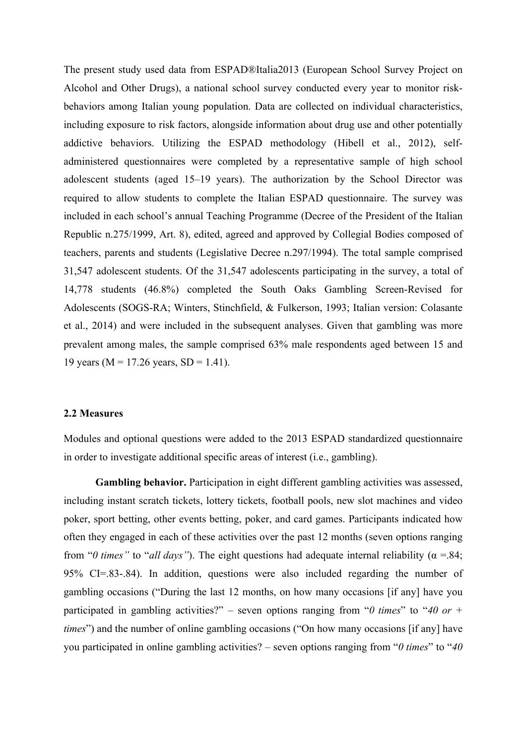The present study used data from ESPAD®Italia2013 (European School Survey Project on Alcohol and Other Drugs), a national school survey conducted every year to monitor risk-behaviors among Italian young population. Data are collected on individual characteristics, including exposure to risk factors, alongside information about drug use and other potentially addictive behaviors. Utilizing the ESPAD methodology (Hibell et al., 2012), self-administered questionnaires were completed by a representative sample of high school adolescent students (aged 15–19 years). The authorization by the School Director was required to allow students to complete the Italian ESPAD questionnaire. The survey was included in each school's annual Teaching Programme (Decree of the President of the Italian Republic n.275/1999, Art. 8), edited, agreed and approved by Collegial Bodies composed of teachers, parents and students (Legislative Decree n.297/1994). The total sample comprised 31,547 adolescent students. Of the 31,547 adolescents participating in the survey, a total of 14,778 students (46.8%) completed the South Oaks Gambling Screen-Revised for Adolescents (SOGS-RA; Winters, Stinchfield, & Fulkerson, 1993; Italian version: Colasante et al., 2014) and were included in the subsequent analyses. Given that gambling was more prevalent among males, the sample comprised 63% male respondents aged between 15 and 19 years (M = 17.26 years, SD = 1.41).

### 2.2 Measures

Modules and optional questions were added to the 2013 ESPAD standardized questionnaire in order to investigate additional specific areas of interest (i.e., gambling).

**Gambling behavior.** Participation in eight different gambling activities was assessed, including instant scratch tickets, lottery tickets, football pools, new slot machines and video poker, sport betting, other events betting, poker, and card games. Participants indicated how often they engaged in each of these activities over the past 12 months (seven options ranging from "*0 times"* to "*all days"*). The eight questions had adequate internal reliability ($\alpha$ =.84; 95% CI=.83-.84). In addition, questions were also included regarding the number of gambling occasions ("During the last 12 months, on how many occasions [if any] have you participated in gambling activities?" – seven options ranging from "*0 times*" to "*40 or + times*") and the number of online gambling occasions ("On how many occasions [if any] have you participated in online gambling activities? – seven options ranging from "*0 times*" to "*40*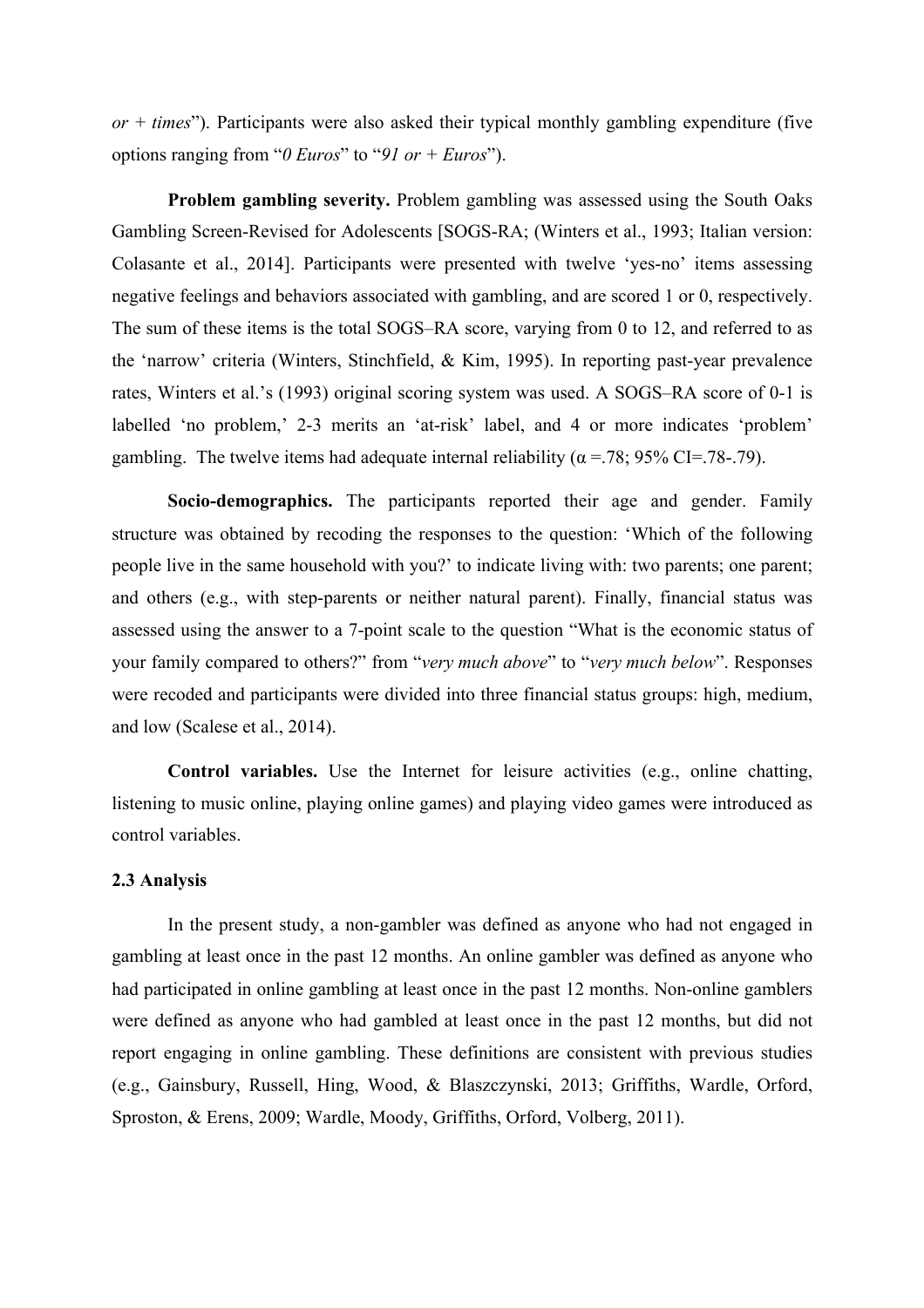*or + times*"). Participants were also asked their typical monthly gambling expenditure (five options ranging from "*0 Euros*" to "*91 or + Euros*").

**Problem gambling severity.** Problem gambling was assessed using the South Oaks Gambling Screen-Revised for Adolescents [SOGS-RA; (Winters et al., 1993; Italian version: Colasante et al., 2014]. Participants were presented with twelve 'yes-no' items assessing negative feelings and behaviors associated with gambling, and are scored 1 or 0, respectively. The sum of these items is the total SOGS–RA score, varying from 0 to 12, and referred to as the 'narrow' criteria (Winters, Stinchfield, & Kim, 1995). In reporting past-year prevalence rates, Winters et al.'s (1993) original scoring system was used. A SOGS–RA score of 0-1 is labelled 'no problem,' 2-3 merits an 'at-risk' label, and 4 or more indicates 'problem' gambling. The twelve items had adequate internal reliability ($\alpha$ =.78; 95% CI=.78-.79).

**Socio-demographics.** The participants reported their age and gender. Family structure was obtained by recoding the responses to the question: 'Which of the following people live in the same household with you?' to indicate living with: two parents; one parent; and others (e.g., with step-parents or neither natural parent). Finally, financial status was assessed using the answer to a 7-point scale to the question "What is the economic status of your family compared to others?" from "*very much above*" to "*very much below*". Responses were recoded and participants were divided into three financial status groups: high, medium, and low (Scalese et al., 2014).

**Control variables.** Use the Internet for leisure activities (e.g., online chatting, listening to music online, playing online games) and playing video games were introduced as control variables.

### 2.3 Analysis

In the present study, a non-gambler was defined as anyone who had not engaged in gambling at least once in the past 12 months. An online gambler was defined as anyone who had participated in online gambling at least once in the past 12 months. Non-online gamblers were defined as anyone who had gambled at least once in the past 12 months, but did not report engaging in online gambling. These definitions are consistent with previous studies (e.g., Gainsbury, Russell, Hing, Wood, & Blaszczynski, 2013; Griffiths, Wardle, Orford, Sproston, & Erens, 2009; Wardle, Moody, Griffiths, Orford, Volberg, 2011).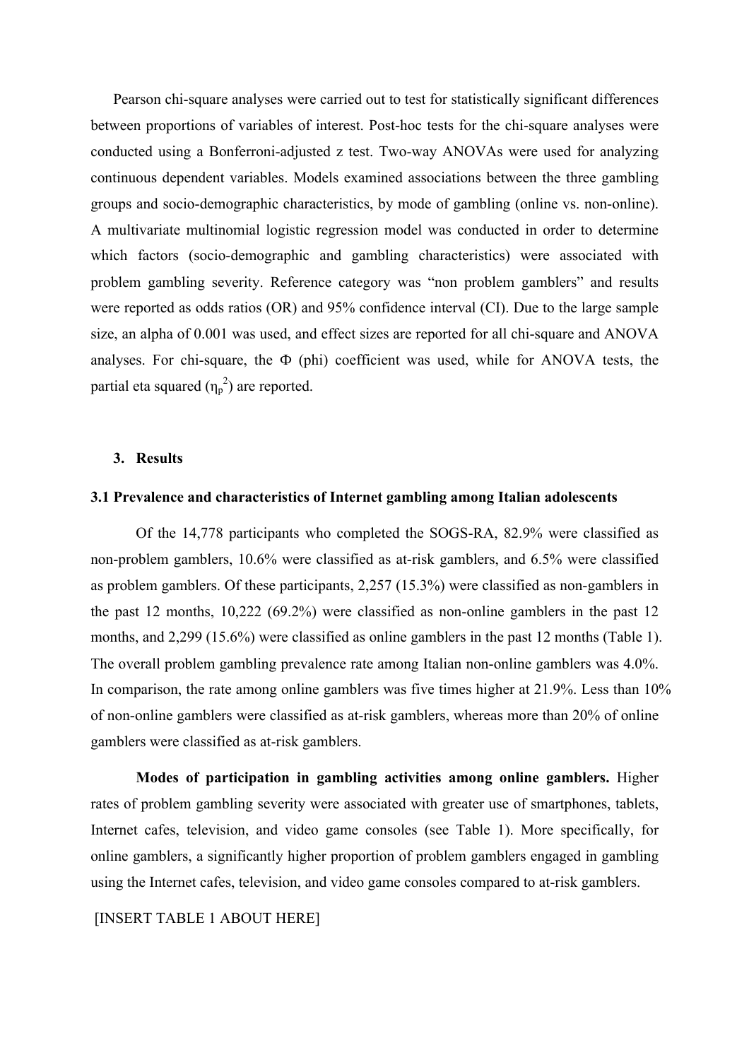Pearson chi-square analyses were carried out to test for statistically significant differences between proportions of variables of interest. Post-hoc tests for the chi-square analyses were conducted using a Bonferroni-adjusted z test. Two-way ANOVAs were used for analyzing continuous dependent variables. Models examined associations between the three gambling groups and socio-demographic characteristics, by mode of gambling (online vs. non-online). A multivariate multinomial logistic regression model was conducted in order to determine which factors (socio-demographic and gambling characteristics) were associated with problem gambling severity. Reference category was "non problem gamblers" and results were reported as odds ratios (OR) and 95% confidence interval (CI). Due to the large sample size, an alpha of 0.001 was used, and effect sizes are reported for all chi-square and ANOVA analyses. For chi-square, the Φ (phi) coefficient was used, while for ANOVA tests, the partial eta squared ($\eta_p^2$) are reported.

## 3. Results

### 3.1 Prevalence and characteristics of Internet gambling among Italian adolescents

Of the 14,778 participants who completed the SOGS-RA, 82.9% were classified as non-problem gamblers, 10.6% were classified as at-risk gamblers, and 6.5% were classified as problem gamblers. Of these participants, 2,257 (15.3%) were classified as non-gamblers in the past 12 months, 10,222 (69.2%) were classified as non-online gamblers in the past 12 months, and 2,299 (15.6%) were classified as online gamblers in the past 12 months (Table 1). The overall problem gambling prevalence rate among Italian non-online gamblers was 4.0%. In comparison, the rate among online gamblers was five times higher at 21.9%. Less than 10% of non-online gamblers were classified as at-risk gamblers, whereas more than 20% of online gamblers were classified as at-risk gamblers.

**Modes of participation in gambling activities among online gamblers.** Higher rates of problem gambling severity were associated with greater use of smartphones, tablets, Internet cafes, television, and video game consoles (see Table 1). More specifically, for online gamblers, a significantly higher proportion of problem gamblers engaged in gambling using the Internet cafes, television, and video game consoles compared to at-risk gamblers.

[INSERT TABLE 1 ABOUT HERE]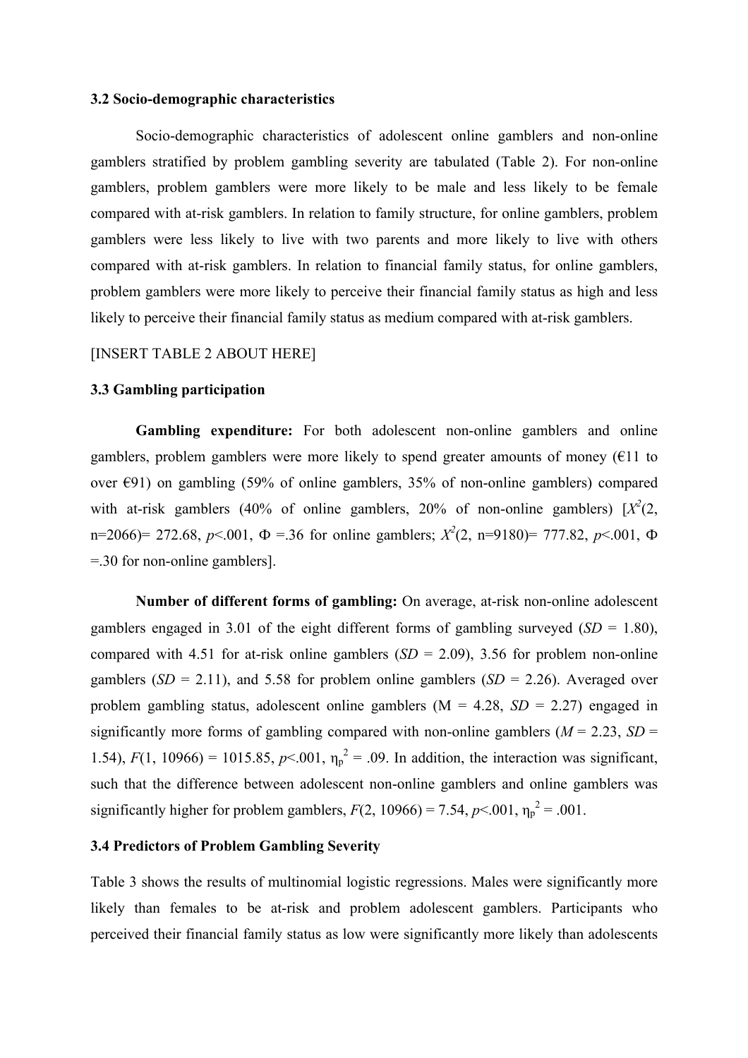### 3.2 Socio-demographic characteristics

Socio-demographic characteristics of adolescent online gamblers and non-online gamblers stratified by problem gambling severity are tabulated (Table 2). For non-online gamblers, problem gamblers were more likely to be male and less likely to be female compared with at-risk gamblers. In relation to family structure, for online gamblers, problem gamblers were less likely to live with two parents and more likely to live with others compared with at-risk gamblers. In relation to financial family status, for online gamblers, problem gamblers were more likely to perceive their financial family status as high and less likely to perceive their financial family status as medium compared with at-risk gamblers.

[INSERT TABLE 2 ABOUT HERE]

### 3.3 Gambling participation

**Gambling expenditure:** For both adolescent non-online gamblers and online gamblers, problem gamblers were more likely to spend greater amounts of money (€11 to over €91) on gambling (59% of online gamblers, 35% of non-online gamblers) compared with at-risk gamblers (40% of online gamblers, 20% of non-online gamblers) [$X^2$(2, n=2066)= 272.68, $p$<.001, Φ =.36 for online gamblers; $X^2$(2, n=9180)= 777.82, $p$<.001, Φ =.30 for non-online gamblers].

**Number of different forms of gambling:** On average, at-risk non-online adolescent gamblers engaged in 3.01 of the eight different forms of gambling surveyed ($SD$ = 1.80), compared with 4.51 for at-risk online gamblers ($SD$ = 2.09), 3.56 for problem non-online gamblers ($SD$ = 2.11), and 5.58 for problem online gamblers ($SD$ = 2.26). Averaged over problem gambling status, adolescent online gamblers (M = 4.28, $SD$ = 2.27) engaged in significantly more forms of gambling compared with non-online gamblers ($M$ = 2.23, $SD$ = 1.54), $F$(1, 10966) = 1015.85, $p$<.001, $\eta_p^2$ = .09. In addition, the interaction was significant, such that the difference between adolescent non-online gamblers and online gamblers was significantly higher for problem gamblers, $F$(2, 10966) = 7.54, $p$<.001, $\eta_p^2$ = .001.

### 3.4 Predictors of Problem Gambling Severity

Table 3 shows the results of multinomial logistic regressions. Males were significantly more likely than females to be at-risk and problem adolescent gamblers. Participants who perceived their financial family status as low were significantly more likely than adolescents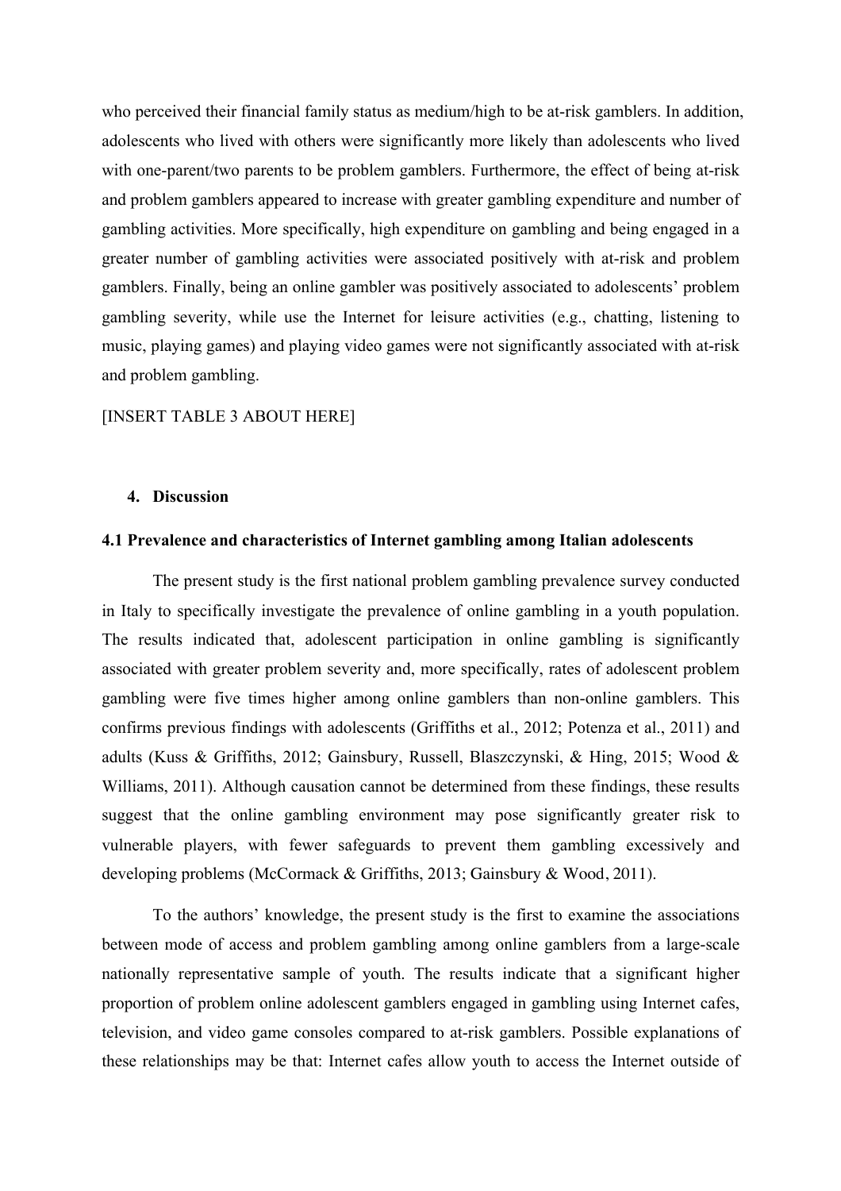who perceived their financial family status as medium/high to be at-risk gamblers. In addition, adolescents who lived with others were significantly more likely than adolescents who lived with one-parent/two parents to be problem gamblers. Furthermore, the effect of being at-risk and problem gamblers appeared to increase with greater gambling expenditure and number of gambling activities. More specifically, high expenditure on gambling and being engaged in a greater number of gambling activities were associated positively with at-risk and problem gamblers. Finally, being an online gambler was positively associated to adolescents' problem gambling severity, while use the Internet for leisure activities (e.g., chatting, listening to music, playing games) and playing video games were not significantly associated with at-risk and problem gambling.

[INSERT TABLE 3 ABOUT HERE]

## 4. Discussion

### 4.1 Prevalence and characteristics of Internet gambling among Italian adolescents

The present study is the first national problem gambling prevalence survey conducted in Italy to specifically investigate the prevalence of online gambling in a youth population. The results indicated that, adolescent participation in online gambling is significantly associated with greater problem severity and, more specifically, rates of adolescent problem gambling were five times higher among online gamblers than non-online gamblers. This confirms previous findings with adolescents (Griffiths et al., 2012; Potenza et al., 2011) and adults (Kuss & Griffiths, 2012; Gainsbury, Russell, Blaszczynski, & Hing, 2015; Wood & Williams, 2011). Although causation cannot be determined from these findings, these results suggest that the online gambling environment may pose significantly greater risk to vulnerable players, with fewer safeguards to prevent them gambling excessively and developing problems (McCormack & Griffiths, 2013; Gainsbury & Wood, 2011).

To the authors' knowledge, the present study is the first to examine the associations between mode of access and problem gambling among online gamblers from a large-scale nationally representative sample of youth. The results indicate that a significant higher proportion of problem online adolescent gamblers engaged in gambling using Internet cafes, television, and video game consoles compared to at-risk gamblers. Possible explanations of these relationships may be that: Internet cafes allow youth to access the Internet outside of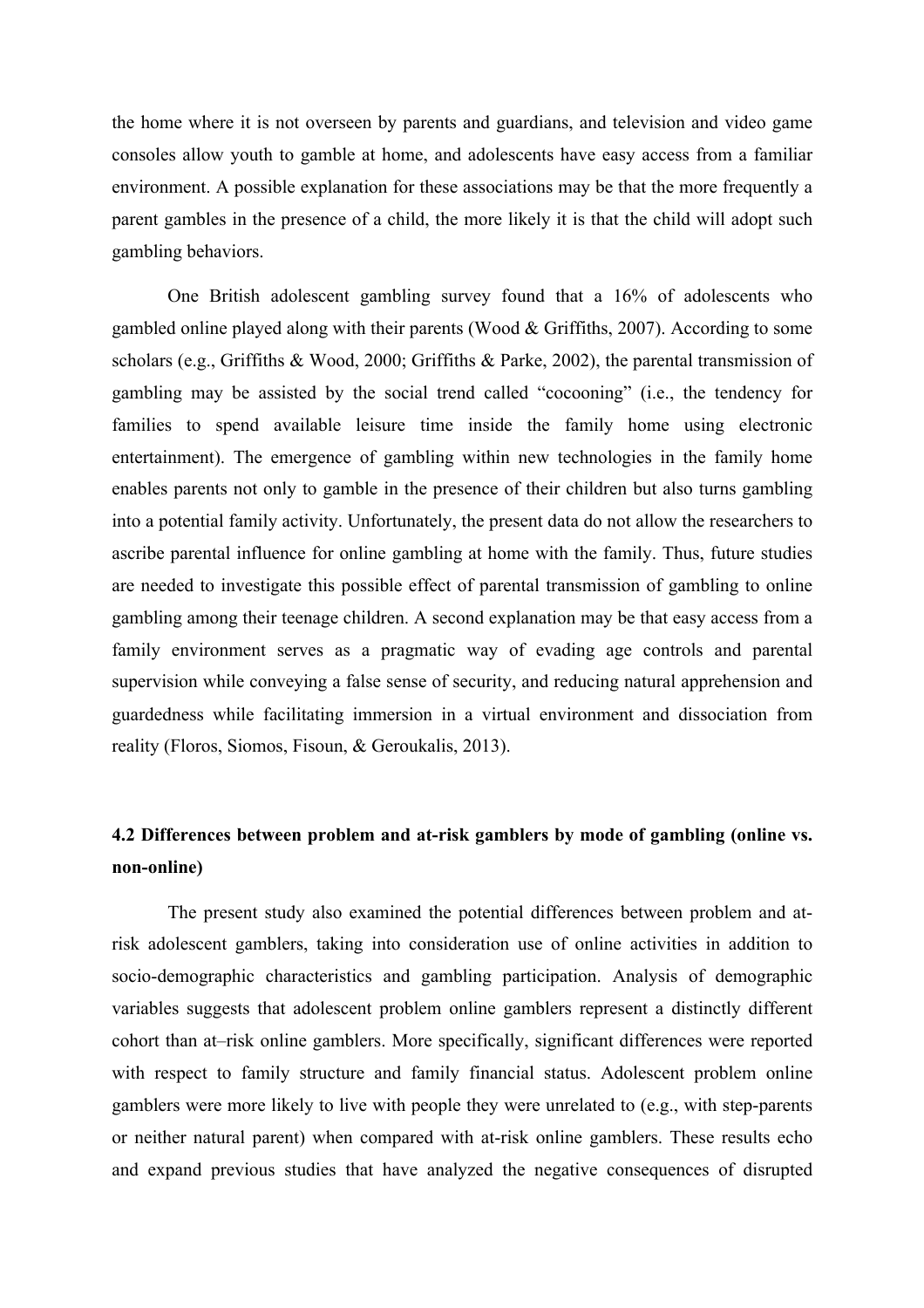the home where it is not overseen by parents and guardians, and television and video game consoles allow youth to gamble at home, and adolescents have easy access from a familiar environment. A possible explanation for these associations may be that the more frequently a parent gambles in the presence of a child, the more likely it is that the child will adopt such gambling behaviors.

One British adolescent gambling survey found that a 16% of adolescents who gambled online played along with their parents (Wood & Griffiths, 2007). According to some scholars (e.g., Griffiths & Wood, 2000; Griffiths & Parke, 2002), the parental transmission of gambling may be assisted by the social trend called "cocooning" (i.e., the tendency for families to spend available leisure time inside the family home using electronic entertainment). The emergence of gambling within new technologies in the family home enables parents not only to gamble in the presence of their children but also turns gambling into a potential family activity. Unfortunately, the present data do not allow the researchers to ascribe parental influence for online gambling at home with the family. Thus, future studies are needed to investigate this possible effect of parental transmission of gambling to online gambling among their teenage children. A second explanation may be that easy access from a family environment serves as a pragmatic way of evading age controls and parental supervision while conveying a false sense of security, and reducing natural apprehension and guardedness while facilitating immersion in a virtual environment and dissociation from reality (Floros, Siomos, Fisoun, & Geroukalis, 2013).

## 4.2 Differences between problem and at-risk gamblers by mode of gambling (online vs. non-online)

The present study also examined the potential differences between problem and at-risk adolescent gamblers, taking into consideration use of online activities in addition to socio-demographic characteristics and gambling participation. Analysis of demographic variables suggests that adolescent problem online gamblers represent a distinctly different cohort than at–risk online gamblers. More specifically, significant differences were reported with respect to family structure and family financial status. Adolescent problem online gamblers were more likely to live with people they were unrelated to (e.g., with step-parents or neither natural parent) when compared with at-risk online gamblers. These results echo and expand previous studies that have analyzed the negative consequences of disrupted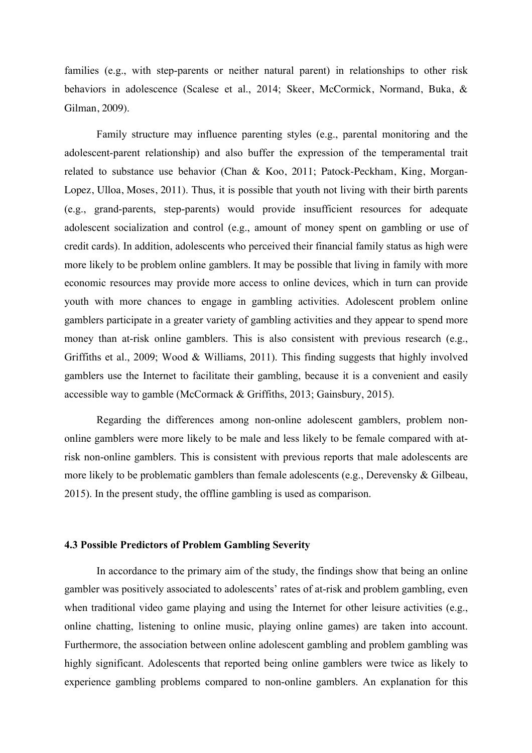families (e.g., with step-parents or neither natural parent) in relationships to other risk behaviors in adolescence (Scalese et al., 2014; Skeer, McCormick, Normand, Buka, & Gilman, 2009).

Family structure may influence parenting styles (e.g., parental monitoring and the adolescent-parent relationship) and also buffer the expression of the temperamental trait related to substance use behavior (Chan & Koo, 2011; Patock-Peckham, King, Morgan-Lopez, Ulloa, Moses, 2011). Thus, it is possible that youth not living with their birth parents (e.g., grand-parents, step-parents) would provide insufficient resources for adequate adolescent socialization and control (e.g., amount of money spent on gambling or use of credit cards). In addition, adolescents who perceived their financial family status as high were more likely to be problem online gamblers. It may be possible that living in family with more economic resources may provide more access to online devices, which in turn can provide youth with more chances to engage in gambling activities. Adolescent problem online gamblers participate in a greater variety of gambling activities and they appear to spend more money than at-risk online gamblers. This is also consistent with previous research (e.g., Griffiths et al., 2009; Wood & Williams, 2011). This finding suggests that highly involved gamblers use the Internet to facilitate their gambling, because it is a convenient and easily accessible way to gamble (McCormack & Griffiths, 2013; Gainsbury, 2015).

Regarding the differences among non-online adolescent gamblers, problem non-online gamblers were more likely to be male and less likely to be female compared with at-risk non-online gamblers. This is consistent with previous reports that male adolescents are more likely to be problematic gamblers than female adolescents (e.g., Derevensky & Gilbeau, 2015). In the present study, the offline gambling is used as comparison.

### 4.3 Possible Predictors of Problem Gambling Severity

In accordance to the primary aim of the study, the findings show that being an online gambler was positively associated to adolescents' rates of at-risk and problem gambling, even when traditional video game playing and using the Internet for other leisure activities (e.g., online chatting, listening to online music, playing online games) are taken into account. Furthermore, the association between online adolescent gambling and problem gambling was highly significant. Adolescents that reported being online gamblers were twice as likely to experience gambling problems compared to non-online gamblers. An explanation for this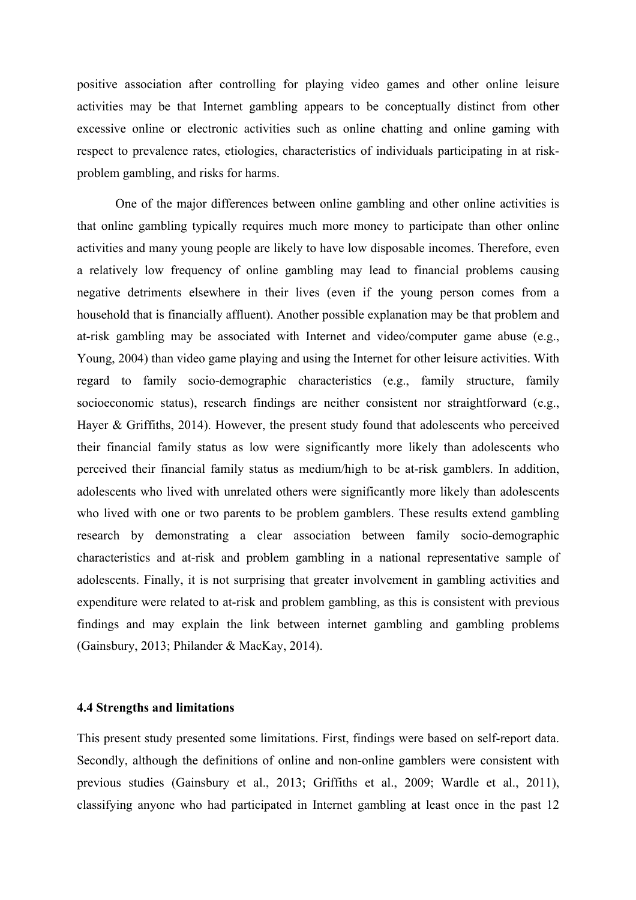positive association after controlling for playing video games and other online leisure activities may be that Internet gambling appears to be conceptually distinct from other excessive online or electronic activities such as online chatting and online gaming with respect to prevalence rates, etiologies, characteristics of individuals participating in at risk-problem gambling, and risks for harms.

One of the major differences between online gambling and other online activities is that online gambling typically requires much more money to participate than other online activities and many young people are likely to have low disposable incomes. Therefore, even a relatively low frequency of online gambling may lead to financial problems causing negative detriments elsewhere in their lives (even if the young person comes from a household that is financially affluent). Another possible explanation may be that problem and at-risk gambling may be associated with Internet and video/computer game abuse (e.g., Young, 2004) than video game playing and using the Internet for other leisure activities. With regard to family socio-demographic characteristics (e.g., family structure, family socioeconomic status), research findings are neither consistent nor straightforward (e.g., Hayer & Griffiths, 2014). However, the present study found that adolescents who perceived their financial family status as low were significantly more likely than adolescents who perceived their financial family status as medium/high to be at-risk gamblers. In addition, adolescents who lived with unrelated others were significantly more likely than adolescents who lived with one or two parents to be problem gamblers. These results extend gambling research by demonstrating a clear association between family socio-demographic characteristics and at-risk and problem gambling in a national representative sample of adolescents. Finally, it is not surprising that greater involvement in gambling activities and expenditure were related to at-risk and problem gambling, as this is consistent with previous findings and may explain the link between internet gambling and gambling problems (Gainsbury, 2013; Philander & MacKay, 2014).

### 4.4 Strengths and limitations

This present study presented some limitations. First, findings were based on self-report data. Secondly, although the definitions of online and non-online gamblers were consistent with previous studies (Gainsbury et al., 2013; Griffiths et al., 2009; Wardle et al., 2011), classifying anyone who had participated in Internet gambling at least once in the past 12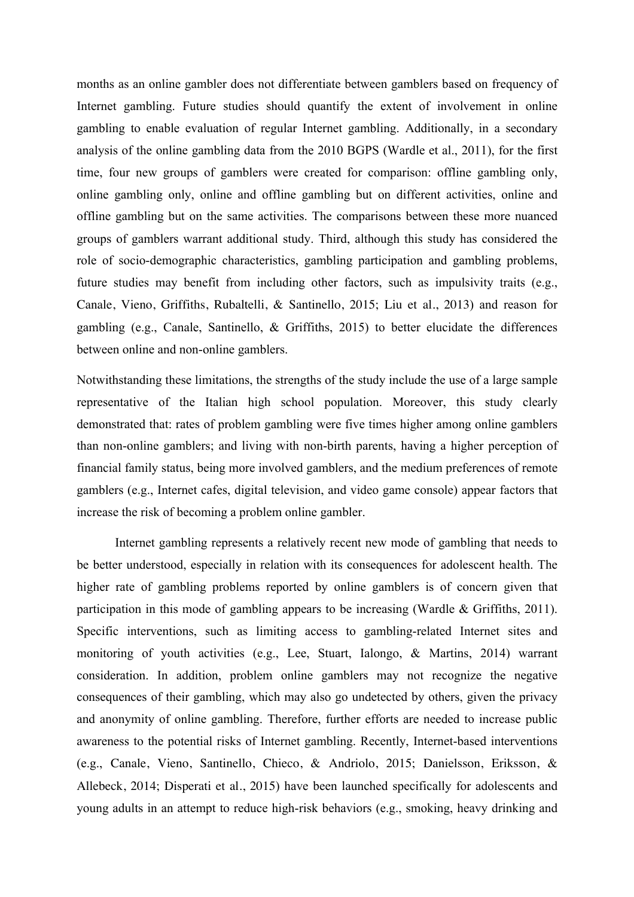months as an online gambler does not differentiate between gamblers based on frequency of Internet gambling. Future studies should quantify the extent of involvement in online gambling to enable evaluation of regular Internet gambling. Additionally, in a secondary analysis of the online gambling data from the 2010 BGPS (Wardle et al., 2011), for the first time, four new groups of gamblers were created for comparison: offline gambling only, online gambling only, online and offline gambling but on different activities, online and offline gambling but on the same activities. The comparisons between these more nuanced groups of gamblers warrant additional study. Third, although this study has considered the role of socio-demographic characteristics, gambling participation and gambling problems, future studies may benefit from including other factors, such as impulsivity traits (e.g., Canale, Vieno, Griffiths, Rubaltelli, & Santinello, 2015; Liu et al., 2013) and reason for gambling (e.g., Canale, Santinello, & Griffiths, 2015) to better elucidate the differences between online and non-online gamblers.

Notwithstanding these limitations, the strengths of the study include the use of a large sample representative of the Italian high school population. Moreover, this study clearly demonstrated that: rates of problem gambling were five times higher among online gamblers than non-online gamblers; and living with non-birth parents, having a higher perception of financial family status, being more involved gamblers, and the medium preferences of remote gamblers (e.g., Internet cafes, digital television, and video game console) appear factors that increase the risk of becoming a problem online gambler.

Internet gambling represents a relatively recent new mode of gambling that needs to be better understood, especially in relation with its consequences for adolescent health. The higher rate of gambling problems reported by online gamblers is of concern given that participation in this mode of gambling appears to be increasing (Wardle & Griffiths, 2011). Specific interventions, such as limiting access to gambling-related Internet sites and monitoring of youth activities (e.g., Lee, Stuart, Ialongo, & Martins, 2014) warrant consideration. In addition, problem online gamblers may not recognize the negative consequences of their gambling, which may also go undetected by others, given the privacy and anonymity of online gambling. Therefore, further efforts are needed to increase public awareness to the potential risks of Internet gambling. Recently, Internet-based interventions (e.g., Canale, Vieno, Santinello, Chieco, & Andriolo, 2015; Danielsson, Eriksson, & Allebeck, 2014; Disperati et al., 2015) have been launched specifically for adolescents and young adults in an attempt to reduce high-risk behaviors (e.g., smoking, heavy drinking and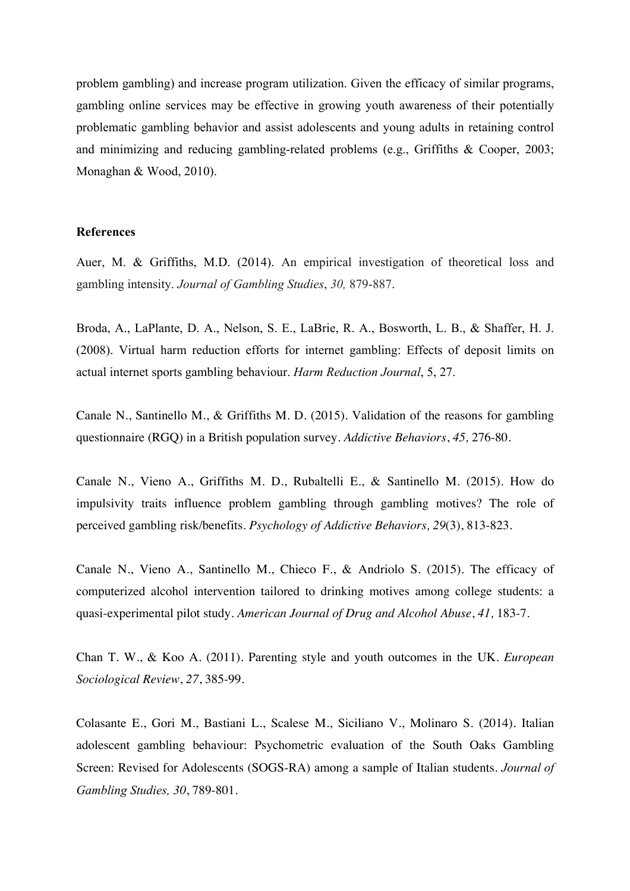problem gambling) and increase program utilization. Given the efficacy of similar programs, gambling online services may be effective in growing youth awareness of their potentially problematic gambling behavior and assist adolescents and young adults in retaining control and minimizing and reducing gambling-related problems (e.g., Griffiths & Cooper, 2003; Monaghan & Wood, 2010).

## References

Auer, M. & Griffiths, M.D. (2014). An empirical investigation of theoretical loss and gambling intensity. *Journal of Gambling Studies*, *30,* 879-887.

Broda, A., LaPlante, D. A., Nelson, S. E., LaBrie, R. A., Bosworth, L. B., & Shaffer, H. J. (2008). Virtual harm reduction efforts for internet gambling: Effects of deposit limits on actual internet sports gambling behaviour. *Harm Reduction Journal*, 5, 27.

Canale N., Santinello M., & Griffiths M. D. (2015). Validation of the reasons for gambling questionnaire (RGQ) in a British population survey. *Addictive Behaviors*, *45,* 276-80.

Canale N., Vieno A., Griffiths M. D., Rubaltelli E., & Santinello M. (2015). How do impulsivity traits influence problem gambling through gambling motives? The role of perceived gambling risk/benefits. *Psychology of Addictive Behaviors, 29*(3), 813-823.

Canale N., Vieno A., Santinello M., Chieco F., & Andriolo S. (2015). The efficacy of computerized alcohol intervention tailored to drinking motives among college students: a quasi-experimental pilot study. *American Journal of Drug and Alcohol Abuse*, *41,* 183-7.

Chan T. W., & Koo A. (2011). Parenting style and youth outcomes in the UK. *European Sociological Review*, *27*, 385-99.

Colasante E., Gori M., Bastiani L., Scalese M., Siciliano V., Molinaro S. (2014). Italian adolescent gambling behaviour: Psychometric evaluation of the South Oaks Gambling Screen: Revised for Adolescents (SOGS-RA) among a sample of Italian students. *Journal of Gambling Studies, 30*, 789-801.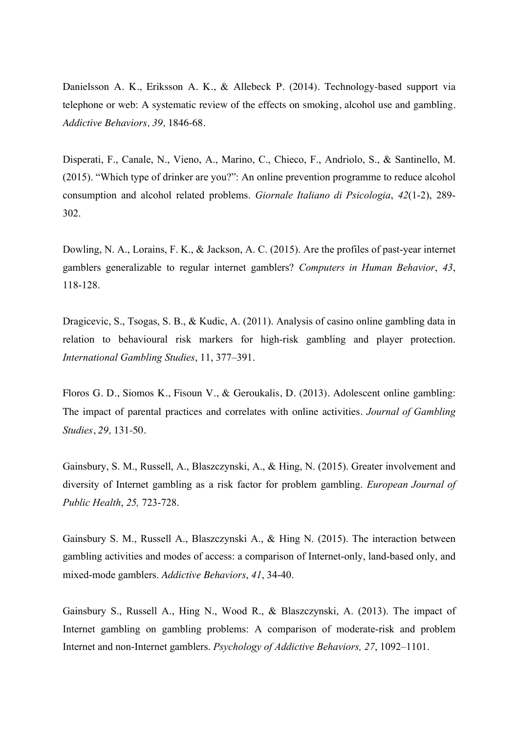Danielsson A. K., Eriksson A. K., & Allebeck P. (2014). Technology-based support via telephone or web: A systematic review of the effects on smoking, alcohol use and gambling. *Addictive Behaviors, 39,* 1846-68.

Disperati, F., Canale, N., Vieno, A., Marino, C., Chieco, F., Andriolo, S., & Santinello, M. (2015). "Which type of drinker are you?": An online prevention programme to reduce alcohol consumption and alcohol related problems. *Giornale Italiano di Psicologia*, *42*(1-2), 289-302.

Dowling, N. A., Lorains, F. K., & Jackson, A. C. (2015). Are the profiles of past-year internet gamblers generalizable to regular internet gamblers? *Computers in Human Behavior*, *43*, 118-128.

Dragicevic, S., Tsogas, S. B., & Kudic, A. (2011). Analysis of casino online gambling data in relation to behavioural risk markers for high-risk gambling and player protection. *International Gambling Studies*, 11, 377–391.

Floros G. D., Siomos K., Fisoun V., & Geroukalis, D. (2013). Adolescent online gambling: The impact of parental practices and correlates with online activities. *Journal of Gambling Studies*, *29,* 131-50.

Gainsbury, S. M., Russell, A., Blaszczynski, A., & Hing, N. (2015). Greater involvement and diversity of Internet gambling as a risk factor for problem gambling. *European Journal of Public Health*, *25,* 723-728.

Gainsbury S. M., Russell A., Blaszczynski A., & Hing N. (2015). The interaction between gambling activities and modes of access: a comparison of Internet-only, land-based only, and mixed-mode gamblers. *Addictive Behaviors*, *41*, 34-40.

Gainsbury S., Russell A., Hing N., Wood R., & Blaszczynski, A. (2013). The impact of Internet gambling on gambling problems: A comparison of moderate-risk and problem Internet and non-Internet gamblers. *Psychology of Addictive Behaviors, 27*, 1092–1101.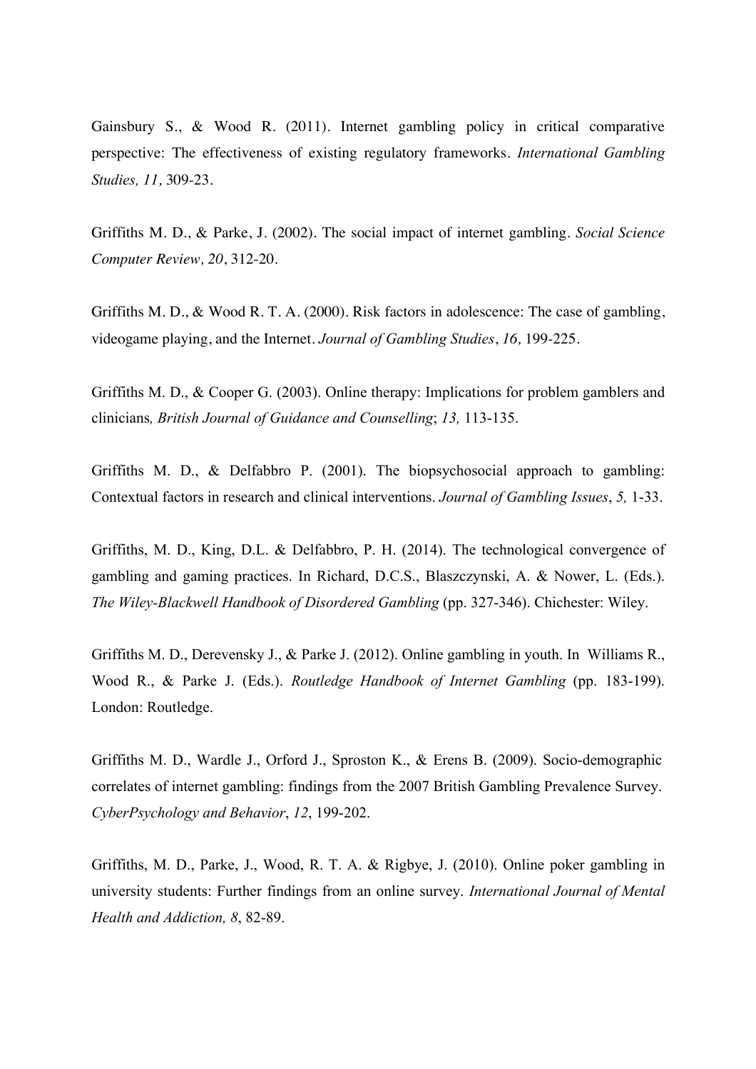Gainsbury S., & Wood R. (2011). Internet gambling policy in critical comparative perspective: The effectiveness of existing regulatory frameworks. *International Gambling Studies, 11,* 309-23.

Griffiths M. D., & Parke, J. (2002). The social impact of internet gambling. *Social Science Computer Review, 20*, 312-20.

Griffiths M. D., & Wood R. T. A. (2000). Risk factors in adolescence: The case of gambling, videogame playing, and the Internet. *Journal of Gambling Studies*, *16,* 199-225.

Griffiths M. D., & Cooper G. (2003). Online therapy: Implications for problem gamblers and clinicians*, British Journal of Guidance and Counselling*; *13,* 113-135.

Griffiths M. D., & Delfabbro P. (2001). The biopsychosocial approach to gambling: Contextual factors in research and clinical interventions. *Journal of Gambling Issues*, *5,* 1-33.

Griffiths, M. D., King, D.L. & Delfabbro, P. H. (2014). The technological convergence of gambling and gaming practices. In Richard, D.C.S., Blaszczynski, A. & Nower, L. (Eds.). *The Wiley-Blackwell Handbook of Disordered Gambling* (pp. 327-346). Chichester: Wiley.

Griffiths M. D., Derevensky J., & Parke J. (2012). Online gambling in youth. In Williams R., Wood R., & Parke J. (Eds.). *Routledge Handbook of Internet Gambling* (pp. 183-199). London: Routledge.

Griffiths M. D., Wardle J., Orford J., Sproston K., & Erens B. (2009). Socio-demographic correlates of internet gambling: findings from the 2007 British Gambling Prevalence Survey. *CyberPsychology and Behavior*, *12*, 199-202.

Griffiths, M. D., Parke, J., Wood, R. T. A. & Rigbye, J. (2010). Online poker gambling in university students: Further findings from an online survey. *International Journal of Mental Health and Addiction, 8*, 82-89.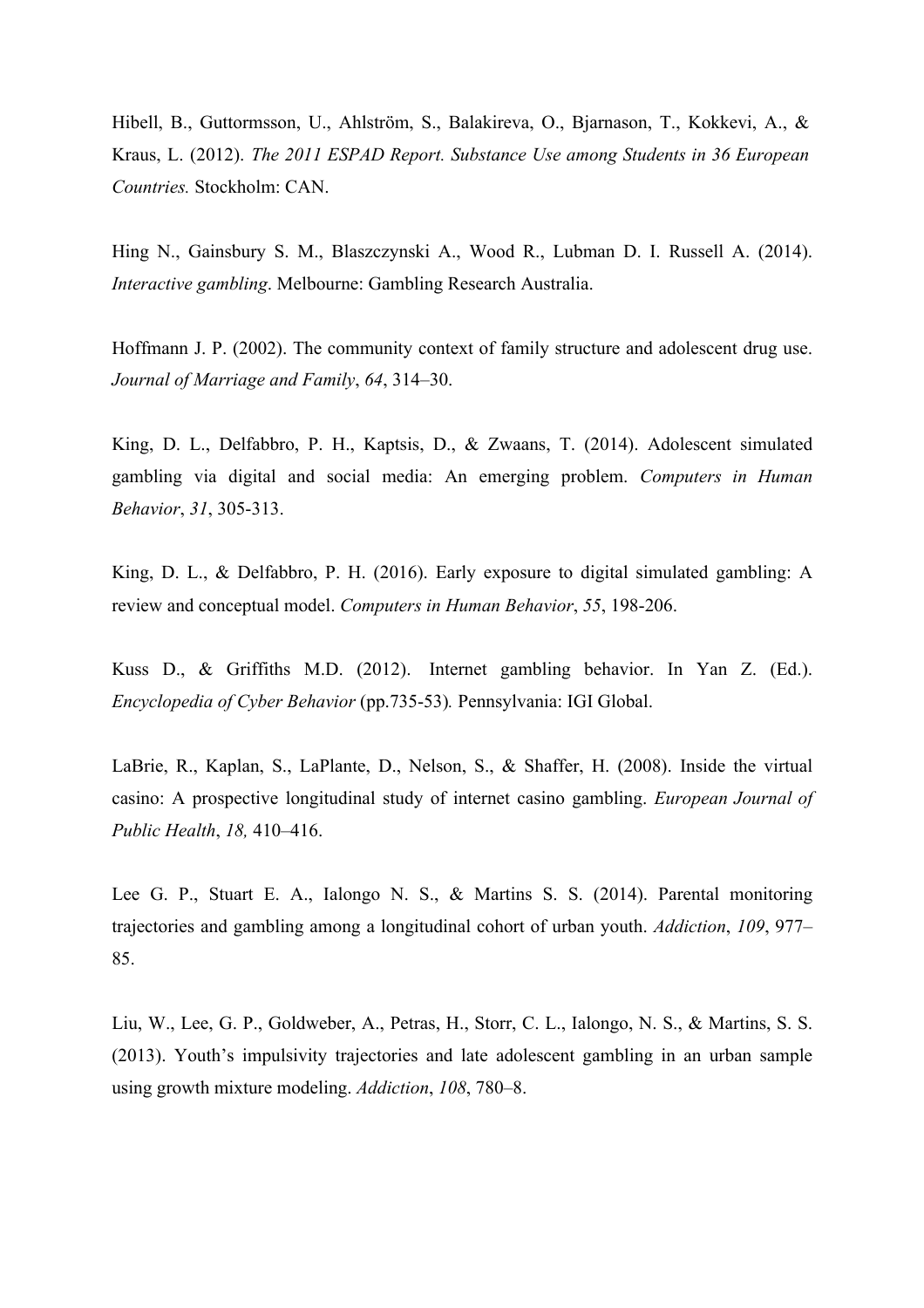Hibell, B., Guttormsson, U., Ahlström, S., Balakireva, O., Bjarnason, T., Kokkevi, A., & Kraus, L. (2012). *The 2011 ESPAD Report. Substance Use among Students in 36 European Countries.* Stockholm: CAN.

Hing N., Gainsbury S. M., Blaszczynski A., Wood R., Lubman D. I. Russell A. (2014). *Interactive gambling*. Melbourne: Gambling Research Australia.

Hoffmann J. P. (2002). The community context of family structure and adolescent drug use. *Journal of Marriage and Family*, *64*, 314–30.

King, D. L., Delfabbro, P. H., Kaptsis, D., & Zwaans, T. (2014). Adolescent simulated gambling via digital and social media: An emerging problem. *Computers in Human Behavior*, *31*, 305-313.

King, D. L., & Delfabbro, P. H. (2016). Early exposure to digital simulated gambling: A review and conceptual model. *Computers in Human Behavior*, *55*, 198-206.

Kuss D., & Griffiths M.D. (2012). Internet gambling behavior. In Yan Z. (Ed.). *Encyclopedia of Cyber Behavior* (pp.735-53)*.* Pennsylvania: IGI Global.

LaBrie, R., Kaplan, S., LaPlante, D., Nelson, S., & Shaffer, H. (2008). Inside the virtual casino: A prospective longitudinal study of internet casino gambling. *European Journal of Public Health*, *18,* 410–416.

Lee G. P., Stuart E. A., Ialongo N. S., & Martins S. S. (2014). Parental monitoring trajectories and gambling among a longitudinal cohort of urban youth. *Addiction*, *109*, 977–85.

Liu, W., Lee, G. P., Goldweber, A., Petras, H., Storr, C. L., Ialongo, N. S., & Martins, S. S. (2013). Youth's impulsivity trajectories and late adolescent gambling in an urban sample using growth mixture modeling. *Addiction*, *108*, 780–8.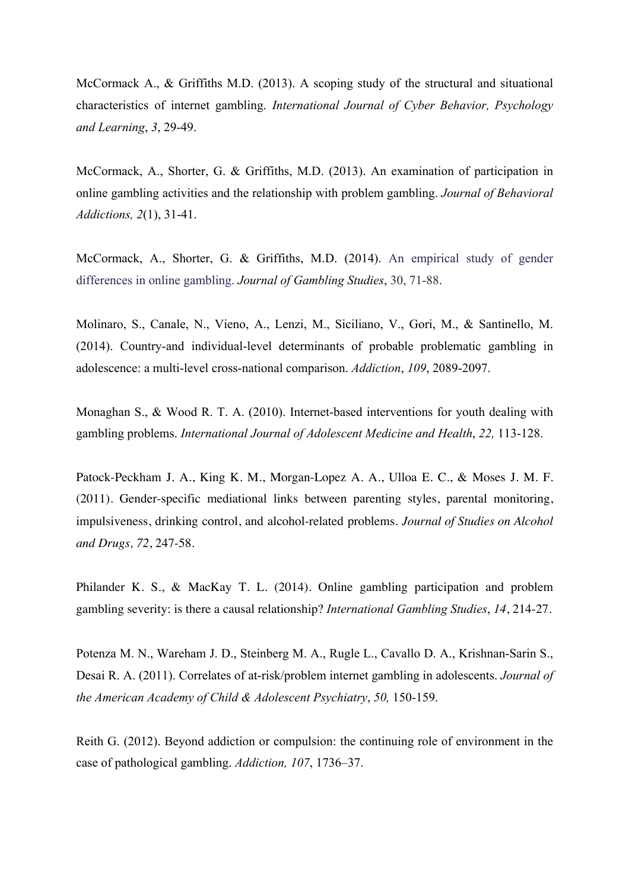McCormack A., & Griffiths M.D. (2013). A scoping study of the structural and situational characteristics of internet gambling. *International Journal of Cyber Behavior, Psychology and Learning*, *3*, 29-49.

McCormack, A., Shorter, G. & Griffiths, M.D. (2013). An examination of participation in online gambling activities and the relationship with problem gambling. *Journal of Behavioral Addictions, 2*(1), 31-41.

McCormack, A., Shorter, G. & Griffiths, M.D. (2014). An empirical study of gender differences in online gambling. *Journal of Gambling Studies*, 30, 71-88.

Molinaro, S., Canale, N., Vieno, A., Lenzi, M., Siciliano, V., Gori, M., & Santinello, M. (2014). Country-and individual-level determinants of probable problematic gambling in adolescence: a multi-level cross-national comparison. *Addiction*, *109*, 2089-2097.

Monaghan S., & Wood R. T. A. (2010). Internet-based interventions for youth dealing with gambling problems. *International Journal of Adolescent Medicine and Health*, *22,* 113-128.

Patock-Peckham J. A., King K. M., Morgan-Lopez A. A., Ulloa E. C., & Moses J. M. F. (2011). Gender-specific mediational links between parenting styles, parental monitoring, impulsiveness, drinking control, and alcohol-related problems. *Journal of Studies on Alcohol and Drugs, 72*, 247-58.

Philander K. S., & MacKay T. L. (2014). Online gambling participation and problem gambling severity: is there a causal relationship? *International Gambling Studies*, *14*, 214-27.

Potenza M. N., Wareham J. D., Steinberg M. A., Rugle L., Cavallo D. A., Krishnan-Sarin S., Desai R. A. (2011). Correlates of at-risk/problem internet gambling in adolescents. *Journal of the American Academy of Child & Adolescent Psychiatry*, *50,* 150-159.

Reith G. (2012). Beyond addiction or compulsion: the continuing role of environment in the case of pathological gambling. *Addiction, 107*, 1736–37.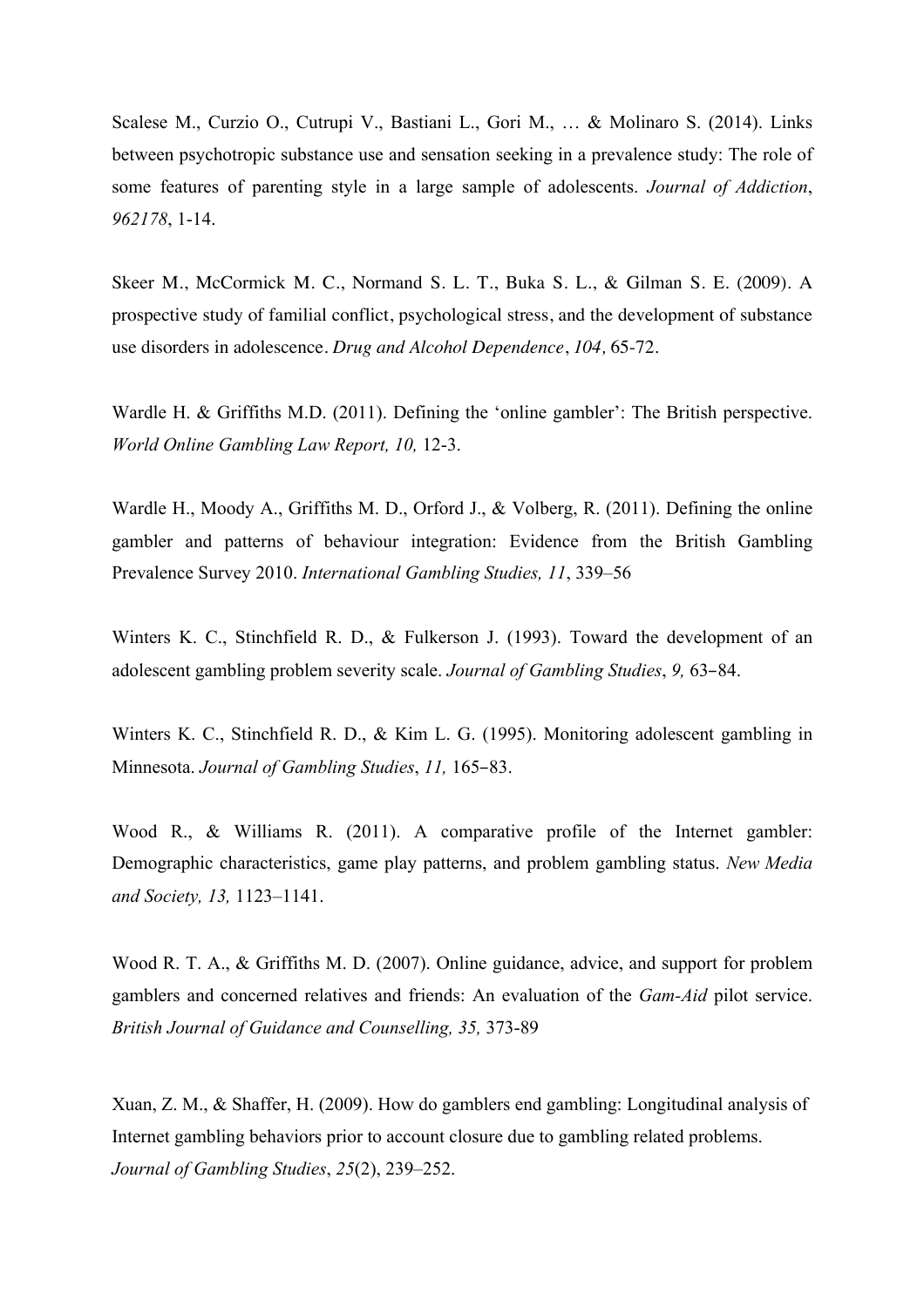Scalese M., Curzio O., Cutrupi V., Bastiani L., Gori M., … & Molinaro S. (2014). Links between psychotropic substance use and sensation seeking in a prevalence study: The role of some features of parenting style in a large sample of adolescents. *Journal of Addiction*, *962178*, 1-14.

Skeer M., McCormick M. C., Normand S. L. T., Buka S. L., & Gilman S. E. (2009). A prospective study of familial conflict, psychological stress, and the development of substance use disorders in adolescence. *Drug and Alcohol Dependence*, *104,* 65-72.

Wardle H. & Griffiths M.D. (2011). Defining the 'online gambler': The British perspective. *World Online Gambling Law Report, 10,* 12-3.

Wardle H., Moody A., Griffiths M. D., Orford J., & Volberg, R. (2011). Defining the online gambler and patterns of behaviour integration: Evidence from the British Gambling Prevalence Survey 2010. *International Gambling Studies, 11*, 339–56

Winters K. C., Stinchfield R. D., & Fulkerson J. (1993). Toward the development of an adolescent gambling problem severity scale. *Journal of Gambling Studies*, *9,* 63–84.

Winters K. C., Stinchfield R. D., & Kim L. G. (1995). Monitoring adolescent gambling in Minnesota. *Journal of Gambling Studies*, *11,* 165–83.

Wood R., & Williams R. (2011). A comparative profile of the Internet gambler: Demographic characteristics, game play patterns, and problem gambling status. *New Media and Society, 13,* 1123–1141.

Wood R. T. A., & Griffiths M. D. (2007). Online guidance, advice, and support for problem gamblers and concerned relatives and friends: An evaluation of the *Gam-Aid* pilot service. *British Journal of Guidance and Counselling, 35,* 373-89

Xuan, Z. M., & Shaffer, H. (2009). How do gamblers end gambling: Longitudinal analysis of Internet gambling behaviors prior to account closure due to gambling related problems. *Journal of Gambling Studies*, *25*(2), 239–252.